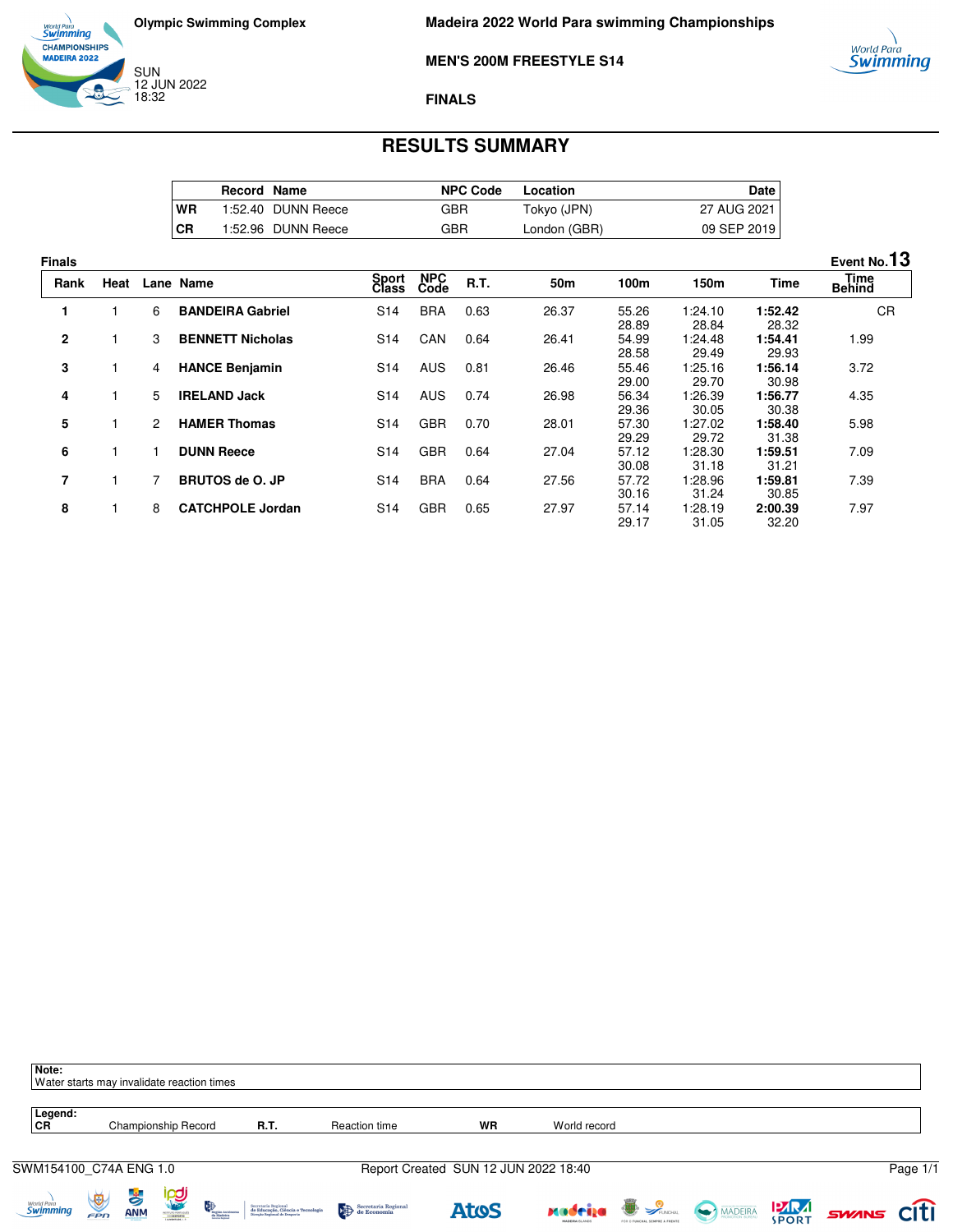**Olympic Swimming Complex**

SUN
12 JUN 2022
18:32

**Madeira 2022 World Para swimming Championships**

**MEN'S 200M FREESTYLE S14**

**FINALS**

# RESULTS SUMMARY

| | Record | Name | NPC Code | Location | Date |
|---|---|---|---|---|---|
| **WR** | 1:52.40 | DUNN Reece | GBR | Tokyo (JPN) | 27 AUG 2021 |
| **CR** | 1:52.96 | DUNN Reece | GBR | London (GBR) | 09 SEP 2019 |

**Finals** — **Event No. 13**

| Rank | Heat | Lane | Name | Sport Class | NPC Code | R.T. | 50m | 100m | 150m | Time | Time Behind |
|---|---|---|---|---|---|---|---|---|---|---|---|
| **1** | 1 | 6 | **BANDEIRA Gabriel** | S14 | BRA | 0.63 | 26.37 | 55.26<br>28.89 | 1:24.10<br>28.84 | **1:52.42**<br>28.32 | CR |
| **2** | 1 | 3 | **BENNETT Nicholas** | S14 | CAN | 0.64 | 26.41 | 54.99<br>28.58 | 1:24.48<br>29.49 | **1:54.41**<br>29.93 | 1.99 |
| **3** | 1 | 4 | **HANCE Benjamin** | S14 | AUS | 0.81 | 26.46 | 55.46<br>29.00 | 1:25.16<br>29.70 | **1:56.14**<br>30.98 | 3.72 |
| **4** | 1 | 5 | **IRELAND Jack** | S14 | AUS | 0.74 | 26.98 | 56.34<br>29.36 | 1:26.39<br>30.05 | **1:56.77**<br>30.38 | 4.35 |
| **5** | 1 | 2 | **HAMER Thomas** | S14 | GBR | 0.70 | 28.01 | 57.30<br>29.29 | 1:27.02<br>29.72 | **1:58.40**<br>31.38 | 5.98 |
| **6** | 1 | 1 | **DUNN Reece** | S14 | GBR | 0.64 | 27.04 | 57.12<br>30.08 | 1:28.30<br>31.18 | **1:59.51**<br>31.21 | 7.09 |
| **7** | 1 | 7 | **BRUTOS de O. JP** | S14 | BRA | 0.64 | 27.56 | 57.72<br>30.16 | 1:28.96<br>31.24 | **1:59.81**<br>30.85 | 7.39 |
| **8** | 1 | 8 | **CATCHPOLE Jordan** | S14 | GBR | 0.65 | 27.97 | 57.14<br>29.17 | 1:28.19<br>31.05 | **2:00.39**<br>32.20 | 7.97 |

**Note:**
Water starts may invalidate reaction times

**Legend:**

| | | | | | |
|---|---|---|---|---|---|
| **CR** | Championship Record | **R.T.** | Reaction time | **WR** | World record |

SWM154100_C74A ENG 1.0 — Report Created SUN 12 JUN 2022 18:40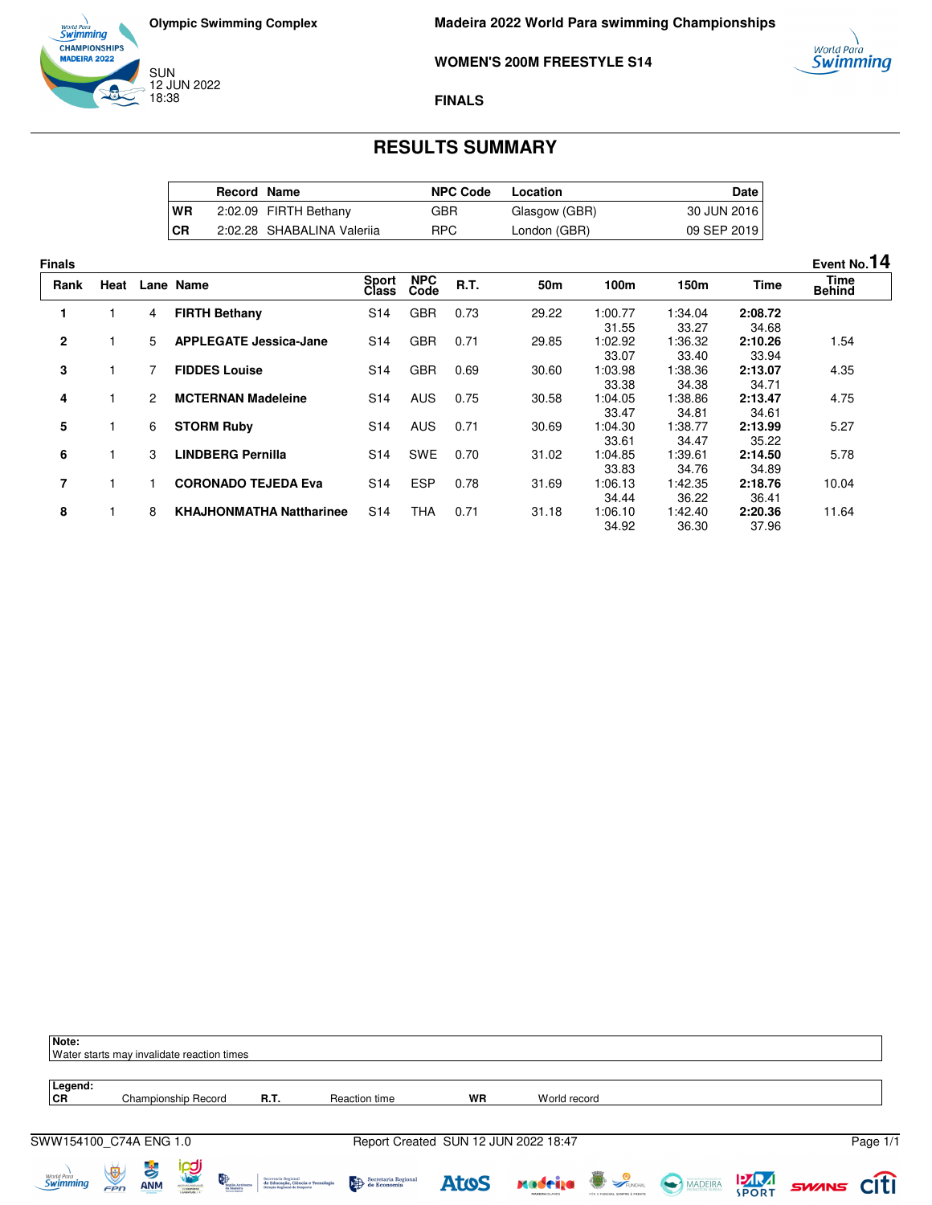Olympic Swimming Complex

SUN
12 JUN 2022
18:38

# Madeira 2022 World Para swimming Championships

## WOMEN'S 200M FREESTYLE S14

### FINALS

## RESULTS SUMMARY

| | Record | Name | NPC Code | Location | Date |
|---|---|---|---|---|---|
| WR | 2:02.09 | FIRTH Bethany | GBR | Glasgow (GBR) | 30 JUN 2016 |
| CR | 2:02.28 | SHABALINA Valeriia | RPC | London (GBR) | 09 SEP 2019 |

**Finals** — **Event No. 14**

| Rank | Heat | Lane | Name | Sport Class | NPC Code | R.T. | 50m | 100m | 150m | Time | Time Behind |
|---|---|---|---|---|---|---|---|---|---|---|---|
| 1 | 1 | 4 | **FIRTH Bethany** | S14 | GBR | 0.73 | 29.22 | 1:00.77 | 1:34.04 | **2:08.72** | |
| | | | | | | | | 31.55 | 33.27 | 34.68 | |
| 2 | 1 | 5 | **APPLEGATE Jessica-Jane** | S14 | GBR | 0.71 | 29.85 | 1:02.92 | 1:36.32 | **2:10.26** | 1.54 |
| | | | | | | | | 33.07 | 33.40 | 33.94 | |
| 3 | 1 | 7 | **FIDDES Louise** | S14 | GBR | 0.69 | 30.60 | 1:03.98 | 1:38.36 | **2:13.07** | 4.35 |
| | | | | | | | | 33.38 | 34.38 | 34.71 | |
| 4 | 1 | 2 | **MCTERNAN Madeleine** | S14 | AUS | 0.75 | 30.58 | 1:04.05 | 1:38.86 | **2:13.47** | 4.75 |
| | | | | | | | | 33.47 | 34.81 | 34.61 | |
| 5 | 1 | 6 | **STORM Ruby** | S14 | AUS | 0.71 | 30.69 | 1:04.30 | 1:38.77 | **2:13.99** | 5.27 |
| | | | | | | | | 33.61 | 34.47 | 35.22 | |
| 6 | 1 | 3 | **LINDBERG Pernilla** | S14 | SWE | 0.70 | 31.02 | 1:04.85 | 1:39.61 | **2:14.50** | 5.78 |
| | | | | | | | | 33.83 | 34.76 | 34.89 | |
| 7 | 1 | 1 | **CORONADO TEJEDA Eva** | S14 | ESP | 0.78 | 31.69 | 1:06.13 | 1:42.35 | **2:18.76** | 10.04 |
| | | | | | | | | 34.44 | 36.22 | 36.41 | |
| 8 | 1 | 8 | **KHAJHONMATHA Nattharinee** | S14 | THA | 0.71 | 31.18 | 1:06.10 | 1:42.40 | **2:20.36** | 11.64 |
| | | | | | | | | 34.92 | 36.30 | 37.96 | |

**Note:**
Water starts may invalidate reaction times

**Legend:**
CR Championship Record — R.T. Reaction time — WR World record

SWW154100_C74A ENG 1.0 — Report Created SUN 12 JUN 2022 18:47